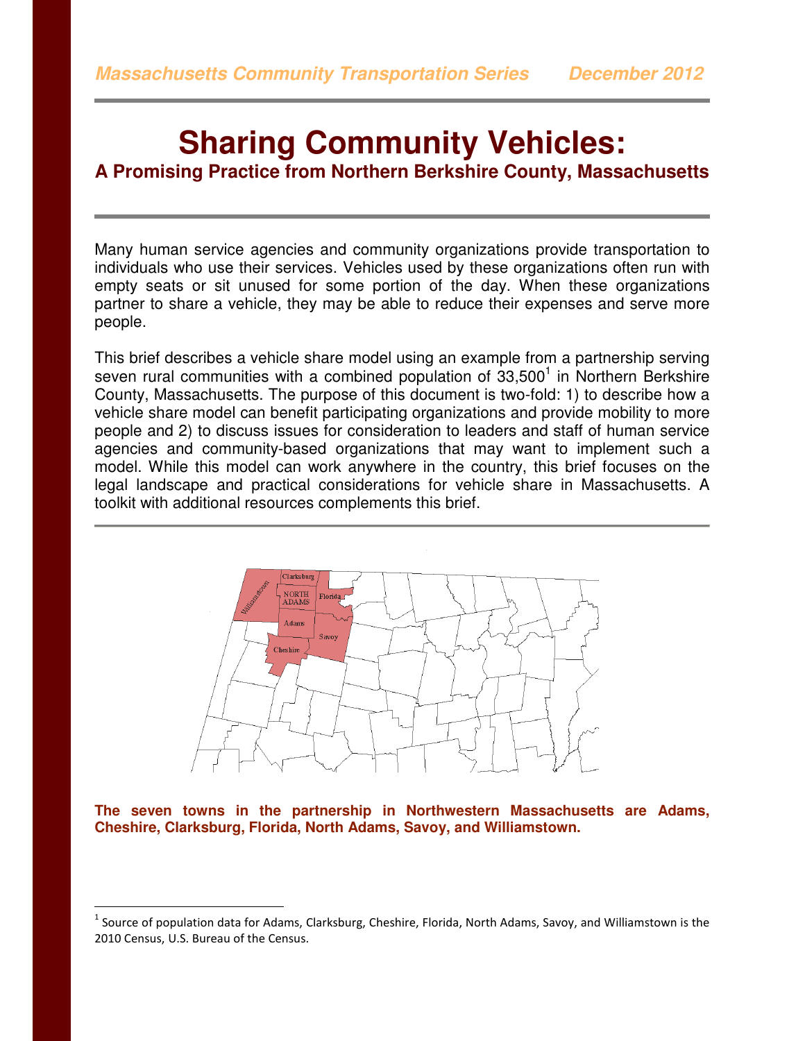*Massachusetts Community Transportation Series December 2012*

# Sharing Community Vehicles:

## A Promising Practice from Northern Berkshire County, Massachusetts

Many human service agencies and community organizations provide transportation to individuals who use their services. Vehicles used by these organizations often run with empty seats or sit unused for some portion of the day. When these organizations partner to share a vehicle, they may be able to reduce their expenses and serve more people.

This brief describes a vehicle share model using an example from a partnership serving seven rural communities with a combined population of 33,500[1] in Northern Berkshire County, Massachusetts. The purpose of this document is two-fold: 1) to describe how a vehicle share model can benefit participating organizations and provide mobility to more people and 2) to discuss issues for consideration to leaders and staff of human service agencies and community-based organizations that may want to implement such a model. While this model can work anywhere in the country, this brief focuses on the legal landscape and practical considerations for vehicle share in Massachusetts. A toolkit with additional resources complements this brief.

**The seven towns in the partnership in Northwestern Massachusetts are Adams, Cheshire, Clarksburg, Florida, North Adams, Savoy, and Williamstown.**

[1] Source of population data for Adams, Clarksburg, Cheshire, Florida, North Adams, Savoy, and Williamstown is the 2010 Census, U.S. Bureau of the Census.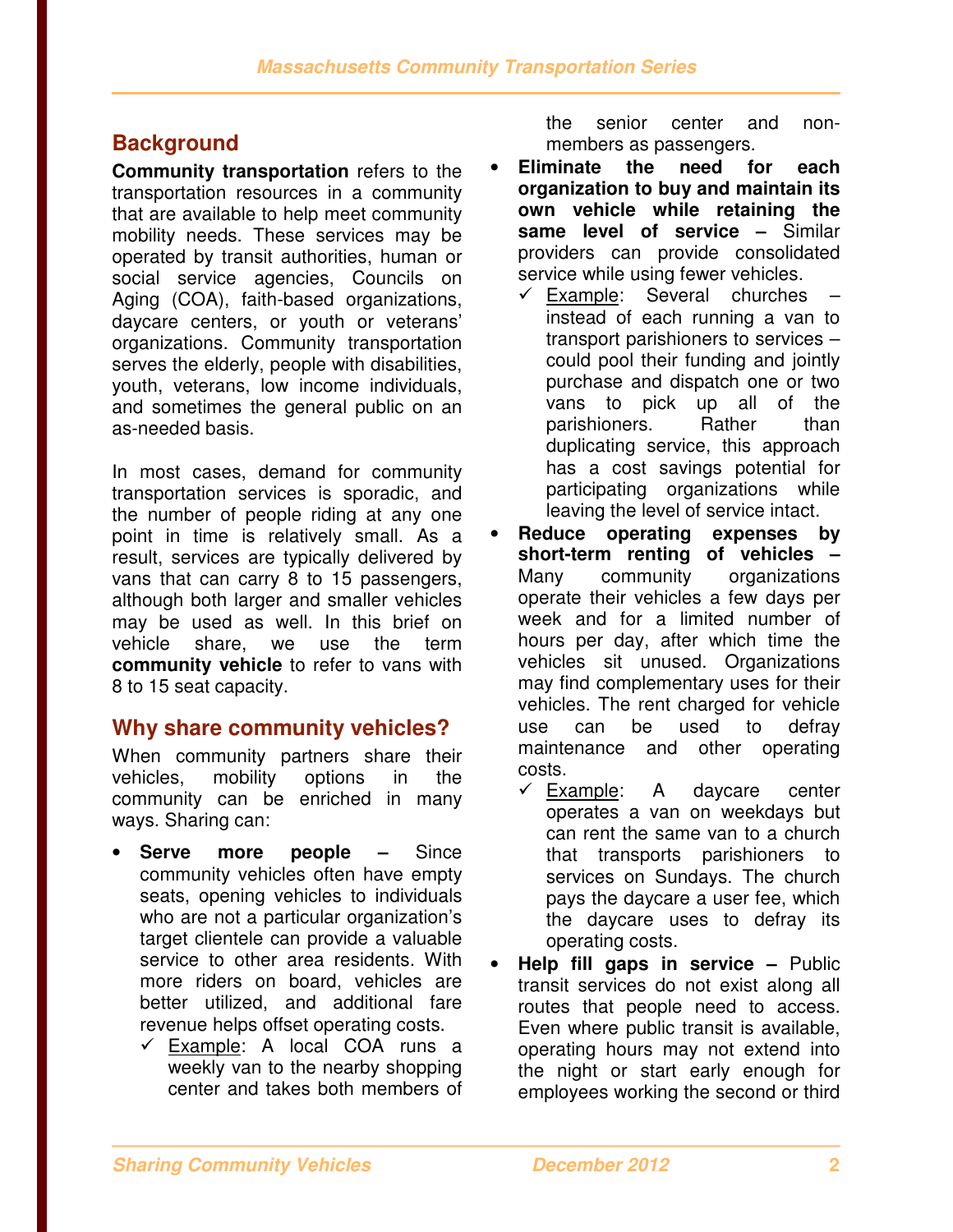## Background

**Community transportation** refers to the transportation resources in a community that are available to help meet community mobility needs. These services may be operated by transit authorities, human or social service agencies, Councils on Aging (COA), faith-based organizations, daycare centers, or youth or veterans' organizations. Community transportation serves the elderly, people with disabilities, youth, veterans, low income individuals, and sometimes the general public on an as-needed basis.

In most cases, demand for community transportation services is sporadic, and the number of people riding at any one point in time is relatively small. As a result, services are typically delivered by vans that can carry 8 to 15 passengers, although both larger and smaller vehicles may be used as well. In this brief on vehicle share, we use the term **community vehicle** to refer to vans with 8 to 15 seat capacity.

## Why share community vehicles?

When community partners share their vehicles, mobility options in the community can be enriched in many ways. Sharing can:

- **Serve more people –** Since community vehicles often have empty seats, opening vehicles to individuals who are not a particular organization's target clientele can provide a valuable service to other area residents. With more riders on board, vehicles are better utilized, and additional fare revenue helps offset operating costs.
  - ✓ Example: A local COA runs a weekly van to the nearby shopping center and takes both members of the senior center and non-members as passengers.
- **Eliminate the need for each organization to buy and maintain its own vehicle while retaining the same level of service –** Similar providers can provide consolidated service while using fewer vehicles.
  - ✓ Example: Several churches – instead of each running a van to transport parishioners to services – could pool their funding and jointly purchase and dispatch one or two vans to pick up all of the parishioners. Rather than duplicating service, this approach has a cost savings potential for participating organizations while leaving the level of service intact.
- **Reduce operating expenses by short-term renting of vehicles –** Many community organizations operate their vehicles a few days per week and for a limited number of hours per day, after which time the vehicles sit unused. Organizations may find complementary uses for their vehicles. The rent charged for vehicle use can be used to defray maintenance and other operating costs.
  - ✓ Example: A daycare center operates a van on weekdays but can rent the same van to a church that transports parishioners to services on Sundays. The church pays the daycare a user fee, which the daycare uses to defray its operating costs.
- **Help fill gaps in service –** Public transit services do not exist along all routes that people need to access. Even where public transit is available, operating hours may not extend into the night or start early enough for employees working the second or third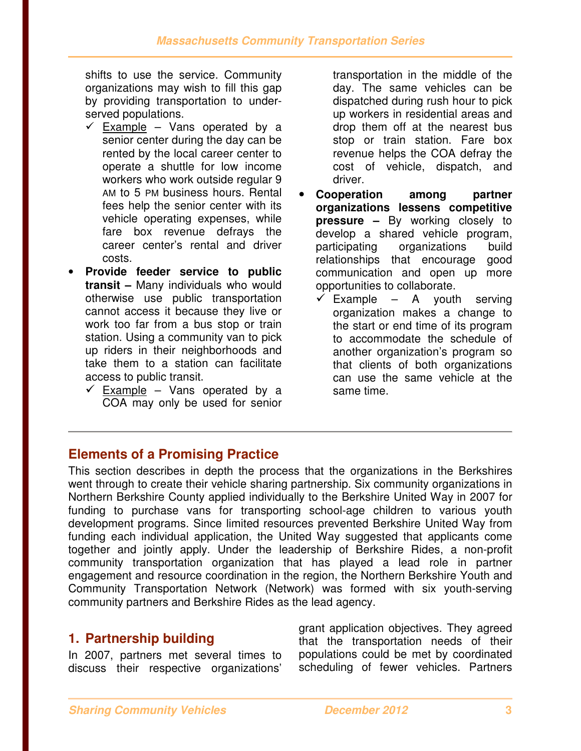shifts to use the service. Community organizations may wish to fill this gap by providing transportation to under-served populations.

- ✓ Example – Vans operated by a senior center during the day can be rented by the local career center to operate a shuttle for low income workers who work outside regular 9 AM to 5 PM business hours. Rental fees help the senior center with its vehicle operating expenses, while fare box revenue defrays the career center's rental and driver costs.

- **Provide feeder service to public transit –** Many individuals who would otherwise use public transportation cannot access it because they live or work too far from a bus stop or train station. Using a community van to pick up riders in their neighborhoods and take them to a station can facilitate access to public transit.
  - ✓ Example – Vans operated by a COA may only be used for senior transportation in the middle of the day. The same vehicles can be dispatched during rush hour to pick up workers in residential areas and drop them off at the nearest bus stop or train station. Fare box revenue helps the COA defray the cost of vehicle, dispatch, and driver.

- **Cooperation among partner organizations lessens competitive pressure –** By working closely to develop a shared vehicle program, participating organizations build relationships that encourage good communication and open up more opportunities to collaborate.
  - ✓ Example – A youth serving organization makes a change to the start or end time of its program to accommodate the schedule of another organization's program so that clients of both organizations can use the same vehicle at the same time.

---

## Elements of a Promising Practice

This section describes in depth the process that the organizations in the Berkshires went through to create their vehicle sharing partnership. Six community organizations in Northern Berkshire County applied individually to the Berkshire United Way in 2007 for funding to purchase vans for transporting school-age children to various youth development programs. Since limited resources prevented Berkshire United Way from funding each individual application, the United Way suggested that applicants come together and jointly apply. Under the leadership of Berkshire Rides, a non-profit community transportation organization that has played a lead role in partner engagement and resource coordination in the region, the Northern Berkshire Youth and Community Transportation Network (Network) was formed with six youth-serving community partners and Berkshire Rides as the lead agency.

### 1. Partnership building

In 2007, partners met several times to discuss their respective organizations' grant application objectives. They agreed that the transportation needs of their populations could be met by coordinated scheduling of fewer vehicles. Partners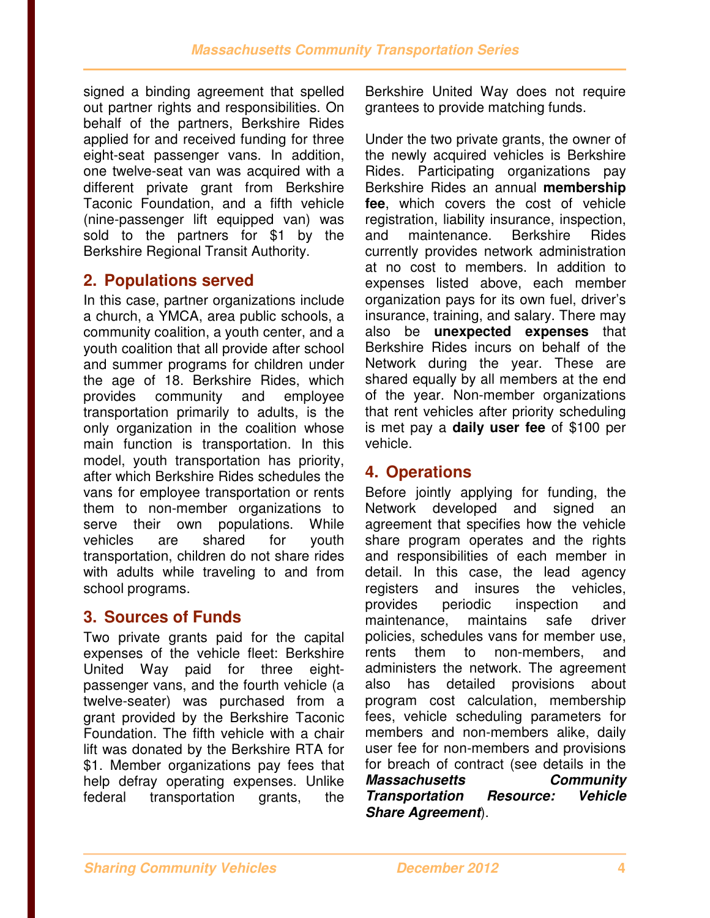signed a binding agreement that spelled out partner rights and responsibilities. On behalf of the partners, Berkshire Rides applied for and received funding for three eight-seat passenger vans. In addition, one twelve-seat van was acquired with a different private grant from Berkshire Taconic Foundation, and a fifth vehicle (nine-passenger lift equipped van) was sold to the partners for $1 by the Berkshire Regional Transit Authority.

## 2. Populations served

In this case, partner organizations include a church, a YMCA, area public schools, a community coalition, a youth center, and a youth coalition that all provide after school and summer programs for children under the age of 18. Berkshire Rides, which provides community and employee transportation primarily to adults, is the only organization in the coalition whose main function is transportation. In this model, youth transportation has priority, after which Berkshire Rides schedules the vans for employee transportation or rents them to non-member organizations to serve their own populations. While vehicles are shared for youth transportation, children do not share rides with adults while traveling to and from school programs.

## 3. Sources of Funds

Two private grants paid for the capital expenses of the vehicle fleet: Berkshire United Way paid for three eight-passenger vans, and the fourth vehicle (a twelve-seater) was purchased from a grant provided by the Berkshire Taconic Foundation. The fifth vehicle with a chair lift was donated by the Berkshire RTA for $1. Member organizations pay fees that help defray operating expenses. Unlike federal transportation grants, the Berkshire United Way does not require grantees to provide matching funds.

Under the two private grants, the owner of the newly acquired vehicles is Berkshire Rides. Participating organizations pay Berkshire Rides an annual **membership fee**, which covers the cost of vehicle registration, liability insurance, inspection, and maintenance. Berkshire Rides currently provides network administration at no cost to members. In addition to expenses listed above, each member organization pays for its own fuel, driver's insurance, training, and salary. There may also be **unexpected expenses** that Berkshire Rides incurs on behalf of the Network during the year. These are shared equally by all members at the end of the year. Non-member organizations that rent vehicles after priority scheduling is met pay a **daily user fee** of $100 per vehicle.

## 4. Operations

Before jointly applying for funding, the Network developed and signed an agreement that specifies how the vehicle share program operates and the rights and responsibilities of each member in detail. In this case, the lead agency registers and insures the vehicles, provides periodic inspection and maintenance, maintains safe driver policies, schedules vans for member use, rents them to non-members, and administers the network. The agreement also has detailed provisions about program cost calculation, membership fees, vehicle scheduling parameters for members and non-members alike, daily user fee for non-members and provisions for breach of contract (see details in the ***Massachusetts Community Transportation Resource: Vehicle Share Agreement***).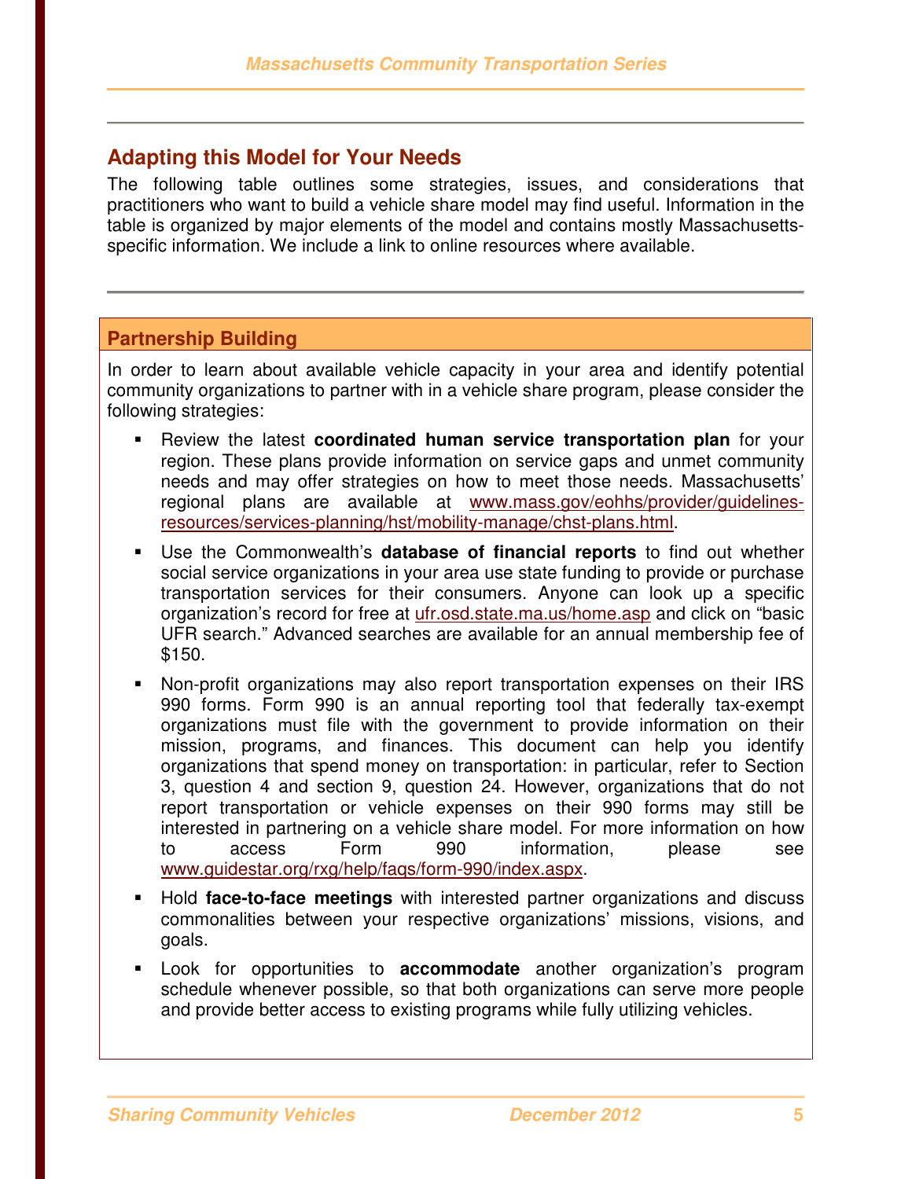## Adapting this Model for Your Needs

The following table outlines some strategies, issues, and considerations that practitioners who want to build a vehicle share model may find useful. Information in the table is organized by major elements of the model and contains mostly Massachusetts-specific information. We include a link to online resources where available.

### Partnership Building

In order to learn about available vehicle capacity in your area and identify potential community organizations to partner with in a vehicle share program, please consider the following strategies:

- Review the latest **coordinated human service transportation plan** for your region. These plans provide information on service gaps and unmet community needs and may offer strategies on how to meet those needs. Massachusetts' regional plans are available at www.mass.gov/eohhs/provider/guidelines-resources/services-planning/hst/mobility-manage/chst-plans.html.
- Use the Commonwealth's **database of financial reports** to find out whether social service organizations in your area use state funding to provide or purchase transportation services for their consumers. Anyone can look up a specific organization's record for free at ufr.osd.state.ma.us/home.asp and click on "basic UFR search." Advanced searches are available for an annual membership fee of $150.
- Non-profit organizations may also report transportation expenses on their IRS 990 forms. Form 990 is an annual reporting tool that federally tax-exempt organizations must file with the government to provide information on their mission, programs, and finances. This document can help you identify organizations that spend money on transportation: in particular, refer to Section 3, question 4 and section 9, question 24. However, organizations that do not report transportation or vehicle expenses on their 990 forms may still be interested in partnering on a vehicle share model. For more information on how to access Form 990 information, please see www.guidestar.org/rxg/help/faqs/form-990/index.aspx.
- Hold **face-to-face meetings** with interested partner organizations and discuss commonalities between your respective organizations' missions, visions, and goals.
- Look for opportunities to **accommodate** another organization's program schedule whenever possible, so that both organizations can serve more people and provide better access to existing programs while fully utilizing vehicles.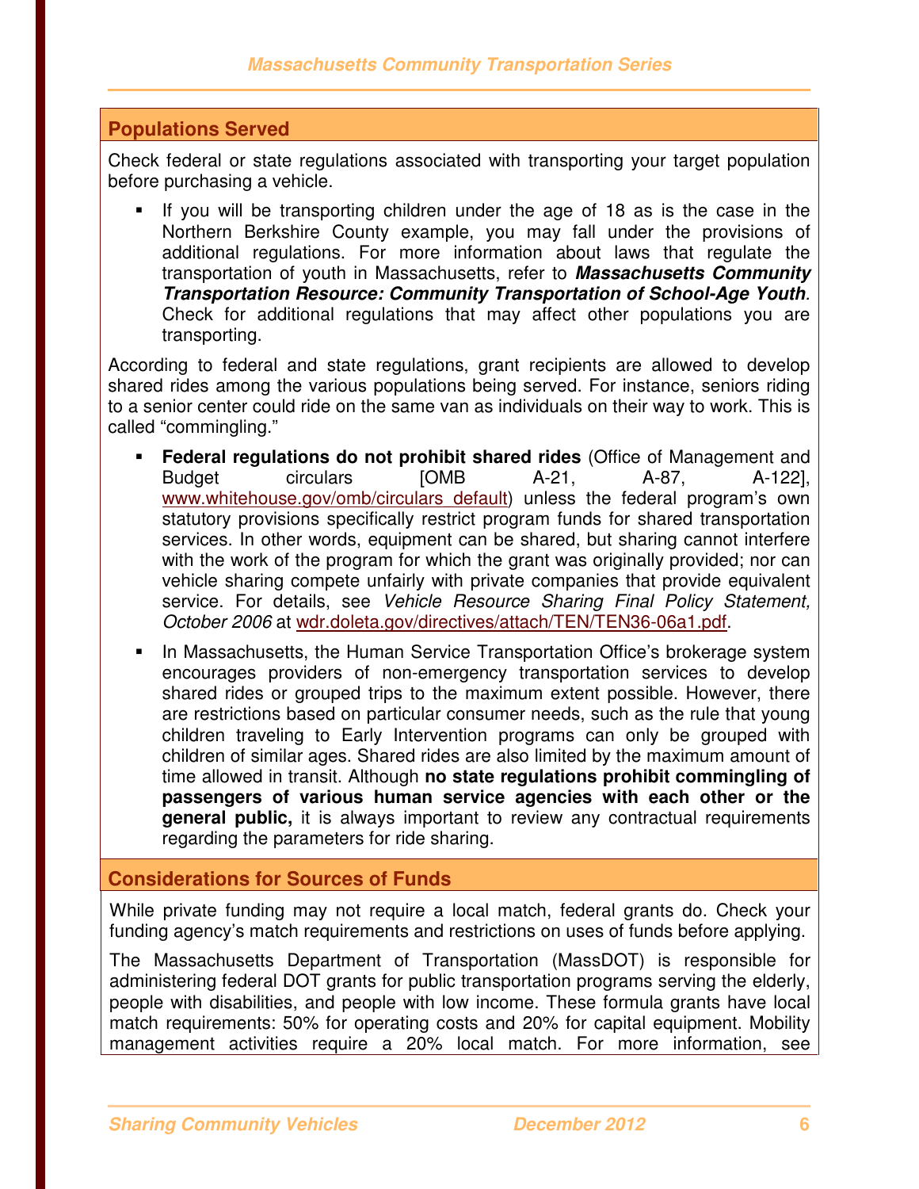## Populations Served

Check federal or state regulations associated with transporting your target population before purchasing a vehicle.

- If you will be transporting children under the age of 18 as is the case in the Northern Berkshire County example, you may fall under the provisions of additional regulations. For more information about laws that regulate the transportation of youth in Massachusetts, refer to ***Massachusetts Community Transportation Resource: Community Transportation of School-Age Youth***. Check for additional regulations that may affect other populations you are transporting.

According to federal and state regulations, grant recipients are allowed to develop shared rides among the various populations being served. For instance, seniors riding to a senior center could ride on the same van as individuals on their way to work. This is called "commingling."

- **Federal regulations do not prohibit shared rides** (Office of Management and Budget circulars [OMB A-21, A-87, A-122], www.whitehouse.gov/omb/circulars_default) unless the federal program's own statutory provisions specifically restrict program funds for shared transportation services. In other words, equipment can be shared, but sharing cannot interfere with the work of the program for which the grant was originally provided; nor can vehicle sharing compete unfairly with private companies that provide equivalent service. For details, see *Vehicle Resource Sharing Final Policy Statement, October 2006* at wdr.doleta.gov/directives/attach/TEN/TEN36-06a1.pdf.
- In Massachusetts, the Human Service Transportation Office's brokerage system encourages providers of non-emergency transportation services to develop shared rides or grouped trips to the maximum extent possible. However, there are restrictions based on particular consumer needs, such as the rule that young children traveling to Early Intervention programs can only be grouped with children of similar ages. Shared rides are also limited by the maximum amount of time allowed in transit. Although **no state regulations prohibit commingling of passengers of various human service agencies with each other or the general public,** it is always important to review any contractual requirements regarding the parameters for ride sharing.

## Considerations for Sources of Funds

While private funding may not require a local match, federal grants do. Check your funding agency's match requirements and restrictions on uses of funds before applying.

The Massachusetts Department of Transportation (MassDOT) is responsible for administering federal DOT grants for public transportation programs serving the elderly, people with disabilities, and people with low income. These formula grants have local match requirements: 50% for operating costs and 20% for capital equipment. Mobility management activities require a 20% local match. For more information, see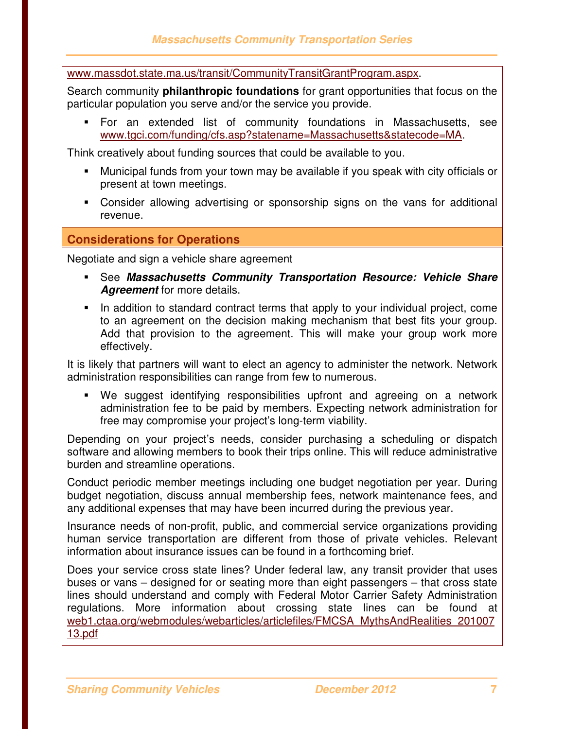www.massdot.state.ma.us/transit/CommunityTransitGrantProgram.aspx.

Search community **philanthropic foundations** for grant opportunities that focus on the particular population you serve and/or the service you provide.

- For an extended list of community foundations in Massachusetts, see www.tgci.com/funding/cfs.asp?statename=Massachusetts&statecode=MA.

Think creatively about funding sources that could be available to you.

- Municipal funds from your town may be available if you speak with city officials or present at town meetings.
- Consider allowing advertising or sponsorship signs on the vans for additional revenue.

## Considerations for Operations

Negotiate and sign a vehicle share agreement

- See ***Massachusetts Community Transportation Resource: Vehicle Share Agreement*** for more details.
- In addition to standard contract terms that apply to your individual project, come to an agreement on the decision making mechanism that best fits your group. Add that provision to the agreement. This will make your group work more effectively.

It is likely that partners will want to elect an agency to administer the network. Network administration responsibilities can range from few to numerous.

- We suggest identifying responsibilities upfront and agreeing on a network administration fee to be paid by members. Expecting network administration for free may compromise your project's long-term viability.

Depending on your project's needs, consider purchasing a scheduling or dispatch software and allowing members to book their trips online. This will reduce administrative burden and streamline operations.

Conduct periodic member meetings including one budget negotiation per year. During budget negotiation, discuss annual membership fees, network maintenance fees, and any additional expenses that may have been incurred during the previous year.

Insurance needs of non-profit, public, and commercial service organizations providing human service transportation are different from those of private vehicles. Relevant information about insurance issues can be found in a forthcoming brief.

Does your service cross state lines? Under federal law, any transit provider that uses buses or vans – designed for or seating more than eight passengers – that cross state lines should understand and comply with Federal Motor Carrier Safety Administration regulations. More information about crossing state lines can be found at web1.ctaa.org/webmodules/webarticles/articlefiles/FMCSA_MythsAndRealities_20100713.pdf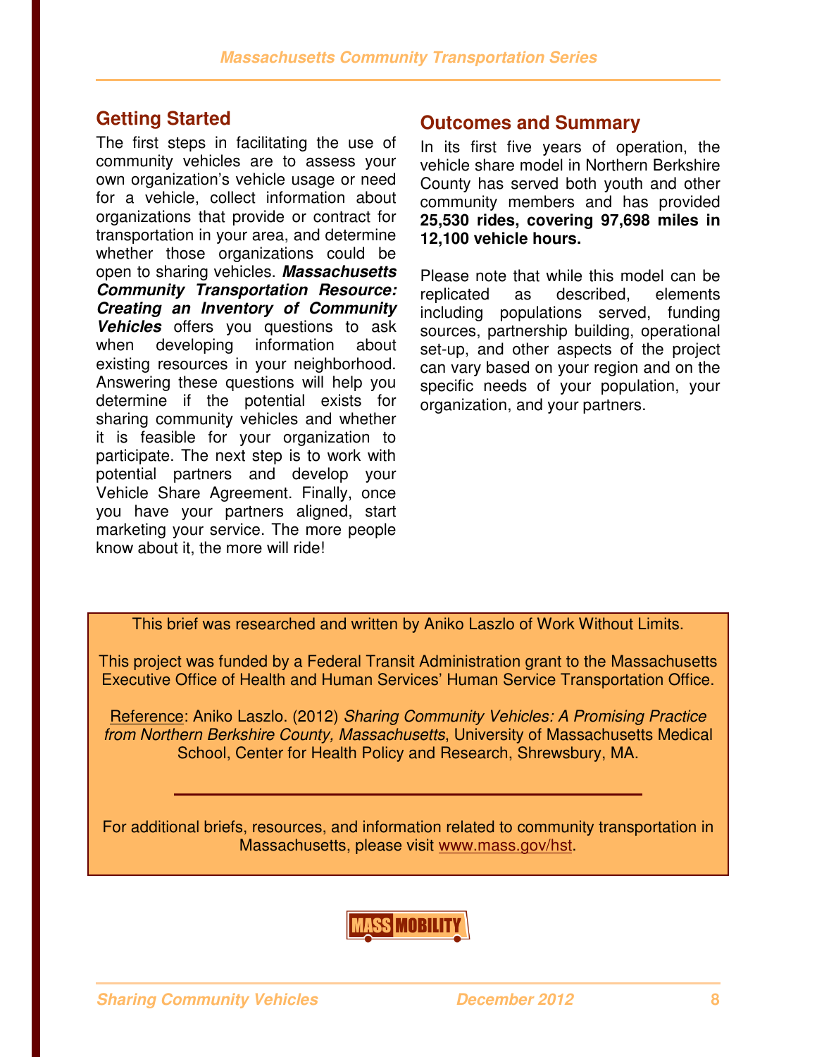## Getting Started

The first steps in facilitating the use of community vehicles are to assess your own organization's vehicle usage or need for a vehicle, collect information about organizations that provide or contract for transportation in your area, and determine whether those organizations could be open to sharing vehicles. ***Massachusetts Community Transportation Resource: Creating an Inventory of Community Vehicles*** offers you questions to ask when developing information about existing resources in your neighborhood. Answering these questions will help you determine if the potential exists for sharing community vehicles and whether it is feasible for your organization to participate. The next step is to work with potential partners and develop your Vehicle Share Agreement. Finally, once you have your partners aligned, start marketing your service. The more people know about it, the more will ride!

## Outcomes and Summary

In its first five years of operation, the vehicle share model in Northern Berkshire County has served both youth and other community members and has provided **25,530 rides, covering 97,698 miles in 12,100 vehicle hours.**

Please note that while this model can be replicated as described, elements including populations served, funding sources, partnership building, operational set-up, and other aspects of the project can vary based on your region and on the specific needs of your population, your organization, and your partners.

This brief was researched and written by Aniko Laszlo of Work Without Limits.

This project was funded by a Federal Transit Administration grant to the Massachusetts Executive Office of Health and Human Services' Human Service Transportation Office.

Reference: Aniko Laszlo. (2012) *Sharing Community Vehicles: A Promising Practice from Northern Berkshire County, Massachusetts*, University of Massachusetts Medical School, Center for Health Policy and Research, Shrewsbury, MA.

---

For additional briefs, resources, and information related to community transportation in Massachusetts, please visit www.mass.gov/hst.

MASS MOBILITY